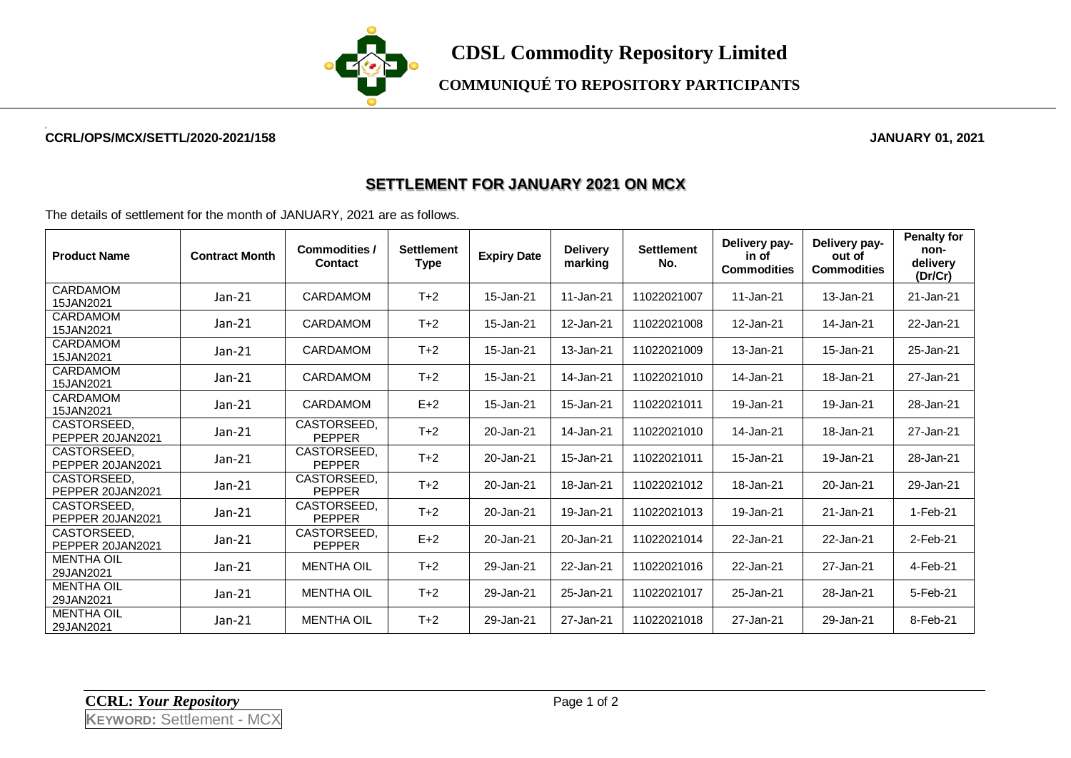# CDSL Commodity Repository Limited

## COMMUNIQUÉ TO REPOSITORY PARTICIPANTS

**CCRL/OPS/MCX/SETTL/2020-2021/158** **JANUARY 01, 2021**

## SETTLEMENT FOR JANUARY 2021 ON MCX

The details of settlement for the month of JANUARY, 2021 are as follows.

| Product Name | Contract Month | Commodities / Contact | Settlement Type | Expiry Date | Delivery marking | Settlement No. | Delivery pay-in of Commodities | Delivery pay-out of Commodities | Penalty for non-delivery (Dr/Cr) |
|---|---|---|---|---|---|---|---|---|---|
| CARDAMOM 15JAN2021 | Jan-21 | CARDAMOM | T+2 | 15-Jan-21 | 11-Jan-21 | 11022021007 | 11-Jan-21 | 13-Jan-21 | 21-Jan-21 |
| CARDAMOM 15JAN2021 | Jan-21 | CARDAMOM | T+2 | 15-Jan-21 | 12-Jan-21 | 11022021008 | 12-Jan-21 | 14-Jan-21 | 22-Jan-21 |
| CARDAMOM 15JAN2021 | Jan-21 | CARDAMOM | T+2 | 15-Jan-21 | 13-Jan-21 | 11022021009 | 13-Jan-21 | 15-Jan-21 | 25-Jan-21 |
| CARDAMOM 15JAN2021 | Jan-21 | CARDAMOM | T+2 | 15-Jan-21 | 14-Jan-21 | 11022021010 | 14-Jan-21 | 18-Jan-21 | 27-Jan-21 |
| CARDAMOM 15JAN2021 | Jan-21 | CARDAMOM | E+2 | 15-Jan-21 | 15-Jan-21 | 11022021011 | 19-Jan-21 | 19-Jan-21 | 28-Jan-21 |
| CASTORSEED, PEPPER 20JAN2021 | Jan-21 | CASTORSEED, PEPPER | T+2 | 20-Jan-21 | 14-Jan-21 | 11022021010 | 14-Jan-21 | 18-Jan-21 | 27-Jan-21 |
| CASTORSEED, PEPPER 20JAN2021 | Jan-21 | CASTORSEED, PEPPER | T+2 | 20-Jan-21 | 15-Jan-21 | 11022021011 | 15-Jan-21 | 19-Jan-21 | 28-Jan-21 |
| CASTORSEED, PEPPER 20JAN2021 | Jan-21 | CASTORSEED, PEPPER | T+2 | 20-Jan-21 | 18-Jan-21 | 11022021012 | 18-Jan-21 | 20-Jan-21 | 29-Jan-21 |
| CASTORSEED, PEPPER 20JAN2021 | Jan-21 | CASTORSEED, PEPPER | T+2 | 20-Jan-21 | 19-Jan-21 | 11022021013 | 19-Jan-21 | 21-Jan-21 | 1-Feb-21 |
| CASTORSEED, PEPPER 20JAN2021 | Jan-21 | CASTORSEED, PEPPER | E+2 | 20-Jan-21 | 20-Jan-21 | 11022021014 | 22-Jan-21 | 22-Jan-21 | 2-Feb-21 |
| MENTHA OIL 29JAN2021 | Jan-21 | MENTHA OIL | T+2 | 29-Jan-21 | 22-Jan-21 | 11022021016 | 22-Jan-21 | 27-Jan-21 | 4-Feb-21 |
| MENTHA OIL 29JAN2021 | Jan-21 | MENTHA OIL | T+2 | 29-Jan-21 | 25-Jan-21 | 11022021017 | 25-Jan-21 | 28-Jan-21 | 5-Feb-21 |
| MENTHA OIL 29JAN2021 | Jan-21 | MENTHA OIL | T+2 | 29-Jan-21 | 27-Jan-21 | 11022021018 | 27-Jan-21 | 29-Jan-21 | 8-Feb-21 |

**CCRL:** ***Your Repository***

**KEYWORD:** Settlement - MCX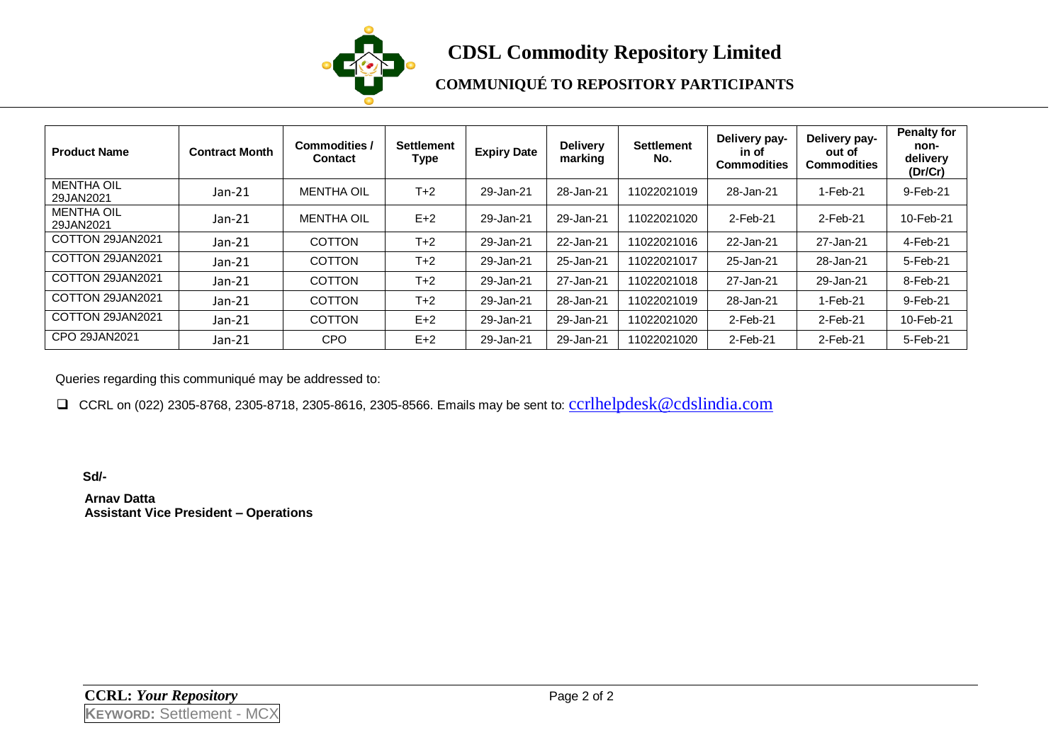# CDSL Commodity Repository Limited

## COMMUNIQUÉ TO REPOSITORY PARTICIPANTS

| Product Name | Contract Month | Commodities / Contact | Settlement Type | Expiry Date | Delivery marking | Settlement No. | Delivery pay-in of Commodities | Delivery pay-out of Commodities | Penalty for non-delivery (Dr/Cr) |
|---|---|---|---|---|---|---|---|---|---|
| MENTHA OIL 29JAN2021 | Jan-21 | MENTHA OIL | T+2 | 29-Jan-21 | 28-Jan-21 | 11022021019 | 28-Jan-21 | 1-Feb-21 | 9-Feb-21 |
| MENTHA OIL 29JAN2021 | Jan-21 | MENTHA OIL | E+2 | 29-Jan-21 | 29-Jan-21 | 11022021020 | 2-Feb-21 | 2-Feb-21 | 10-Feb-21 |
| COTTON 29JAN2021 | Jan-21 | COTTON | T+2 | 29-Jan-21 | 22-Jan-21 | 11022021016 | 22-Jan-21 | 27-Jan-21 | 4-Feb-21 |
| COTTON 29JAN2021 | Jan-21 | COTTON | T+2 | 29-Jan-21 | 25-Jan-21 | 11022021017 | 25-Jan-21 | 28-Jan-21 | 5-Feb-21 |
| COTTON 29JAN2021 | Jan-21 | COTTON | T+2 | 29-Jan-21 | 27-Jan-21 | 11022021018 | 27-Jan-21 | 29-Jan-21 | 8-Feb-21 |
| COTTON 29JAN2021 | Jan-21 | COTTON | T+2 | 29-Jan-21 | 28-Jan-21 | 11022021019 | 28-Jan-21 | 1-Feb-21 | 9-Feb-21 |
| COTTON 29JAN2021 | Jan-21 | COTTON | E+2 | 29-Jan-21 | 29-Jan-21 | 11022021020 | 2-Feb-21 | 2-Feb-21 | 10-Feb-21 |
| CPO 29JAN2021 | Jan-21 | CPO | E+2 | 29-Jan-21 | 29-Jan-21 | 11022021020 | 2-Feb-21 | 2-Feb-21 | 5-Feb-21 |

Queries regarding this communiqué may be addressed to:

- CCRL on (022) 2305-8768, 2305-8718, 2305-8616, 2305-8566. Emails may be sent to: ccrlhelpdesk@cdslindia.com

**Sd/-**

**Arnav Datta**
**Assistant Vice President – Operations**

**CCRL:** ***Your Repository***

**KEYWORD:** Settlement - MCX